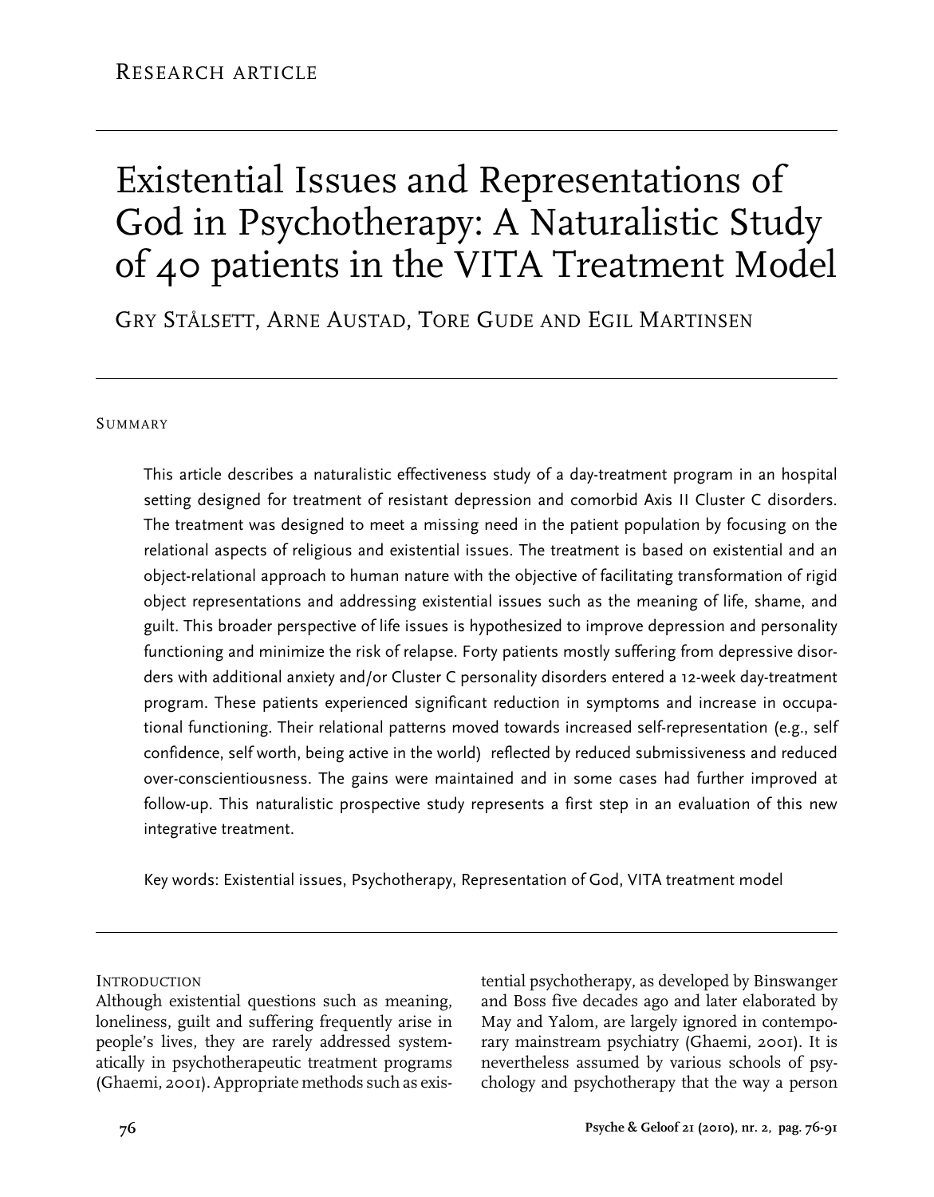Research article

# Existential Issues and Representations of God in Psychotherapy: A Naturalistic Study of 40 patients in the VITA Treatment Model

Gry Stålsett, Arne Austad, Tore Gude and Egil Martinsen

## Summary

This article describes a naturalistic effectiveness study of a day-treatment program in an hospital setting designed for treatment of resistant depression and comorbid Axis II Cluster C disorders. The treatment was designed to meet a missing need in the patient population by focusing on the relational aspects of religious and existential issues. The treatment is based on existential and an object-relational approach to human nature with the objective of facilitating transformation of rigid object representations and addressing existential issues such as the meaning of life, shame, and guilt. This broader perspective of life issues is hypothesized to improve depression and personality functioning and minimize the risk of relapse. Forty patients mostly suffering from depressive disorders with additional anxiety and/or Cluster C personality disorders entered a 12-week day-treatment program. These patients experienced significant reduction in symptoms and increase in occupational functioning. Their relational patterns moved towards increased self-representation (e.g., self confidence, self worth, being active in the world) reflected by reduced submissiveness and reduced over-conscientiousness. The gains were maintained and in some cases had further improved at follow-up. This naturalistic prospective study represents a first step in an evaluation of this new integrative treatment.

Key words: Existential issues, Psychotherapy, Representation of God, VITA treatment model

## Introduction

Although existential questions such as meaning, loneliness, guilt and suffering frequently arise in people's lives, they are rarely addressed systematically in psychotherapeutic treatment programs (Ghaemi, 2001). Appropriate methods such as existential psychotherapy, as developed by Binswanger and Boss five decades ago and later elaborated by May and Yalom, are largely ignored in contemporary mainstream psychiatry (Ghaemi, 2001). It is nevertheless assumed by various schools of psychology and psychotherapy that the way a person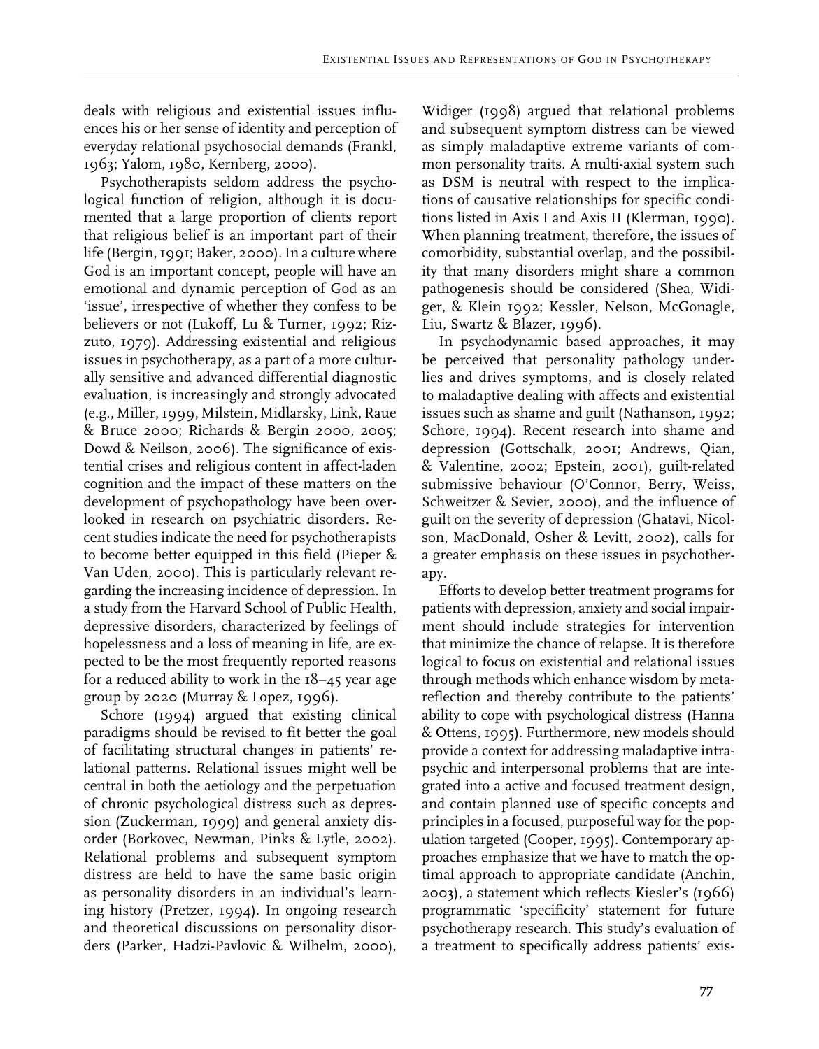deals with religious and existential issues influences his or her sense of identity and perception of everyday relational psychosocial demands (Frankl, 1963; Yalom, 1980, Kernberg, 2000).

Psychotherapists seldom address the psychological function of religion, although it is documented that a large proportion of clients report that religious belief is an important part of their life (Bergin, 1991; Baker, 2000). In a culture where God is an important concept, people will have an emotional and dynamic perception of God as an 'issue', irrespective of whether they confess to be believers or not (Lukoff, Lu & Turner, 1992; Rizzuto, 1979). Addressing existential and religious issues in psychotherapy, as a part of a more culturally sensitive and advanced differential diagnostic evaluation, is increasingly and strongly advocated (e.g., Miller, 1999, Milstein, Midlarsky, Link, Raue & Bruce 2000; Richards & Bergin 2000, 2005; Dowd & Neilson, 2006). The significance of existential crises and religious content in affect-laden cognition and the impact of these matters on the development of psychopathology have been overlooked in research on psychiatric disorders. Recent studies indicate the need for psychotherapists to become better equipped in this field (Pieper & Van Uden, 2000). This is particularly relevant regarding the increasing incidence of depression. In a study from the Harvard School of Public Health, depressive disorders, characterized by feelings of hopelessness and a loss of meaning in life, are expected to be the most frequently reported reasons for a reduced ability to work in the 18–45 year age group by 2020 (Murray & Lopez, 1996).

Schore (1994) argued that existing clinical paradigms should be revised to fit better the goal of facilitating structural changes in patients' relational patterns. Relational issues might well be central in both the aetiology and the perpetuation of chronic psychological distress such as depression (Zuckerman, 1999) and general anxiety disorder (Borkovec, Newman, Pinks & Lytle, 2002). Relational problems and subsequent symptom distress are held to have the same basic origin as personality disorders in an individual's learning history (Pretzer, 1994). In ongoing research and theoretical discussions on personality disorders (Parker, Hadzi-Pavlovic & Wilhelm, 2000), Widiger (1998) argued that relational problems and subsequent symptom distress can be viewed as simply maladaptive extreme variants of common personality traits. A multi-axial system such as DSM is neutral with respect to the implications of causative relationships for specific conditions listed in Axis I and Axis II (Klerman, 1990). When planning treatment, therefore, the issues of comorbidity, substantial overlap, and the possibility that many disorders might share a common pathogenesis should be considered (Shea, Widiger, & Klein 1992; Kessler, Nelson, McGonagle, Liu, Swartz & Blazer, 1996).

In psychodynamic based approaches, it may be perceived that personality pathology underlies and drives symptoms, and is closely related to maladaptive dealing with affects and existential issues such as shame and guilt (Nathanson, 1992; Schore, 1994). Recent research into shame and depression (Gottschalk, 2001; Andrews, Qian, & Valentine, 2002; Epstein, 2001), guilt-related submissive behaviour (O'Connor, Berry, Weiss, Schweitzer & Sevier, 2000), and the influence of guilt on the severity of depression (Ghatavi, Nicolson, MacDonald, Osher & Levitt, 2002), calls for a greater emphasis on these issues in psychotherapy.

Efforts to develop better treatment programs for patients with depression, anxiety and social impairment should include strategies for intervention that minimize the chance of relapse. It is therefore logical to focus on existential and relational issues through methods which enhance wisdom by meta-reflection and thereby contribute to the patients' ability to cope with psychological distress (Hanna & Ottens, 1995). Furthermore, new models should provide a context for addressing maladaptive intrapsychic and interpersonal problems that are integrated into a active and focused treatment design, and contain planned use of specific concepts and principles in a focused, purposeful way for the population targeted (Cooper, 1995). Contemporary approaches emphasize that we have to match the optimal approach to appropriate candidate (Anchin, 2003), a statement which reflects Kiesler's (1966) programmatic 'specificity' statement for future psychotherapy research. This study's evaluation of a treatment to specifically address patients' exis-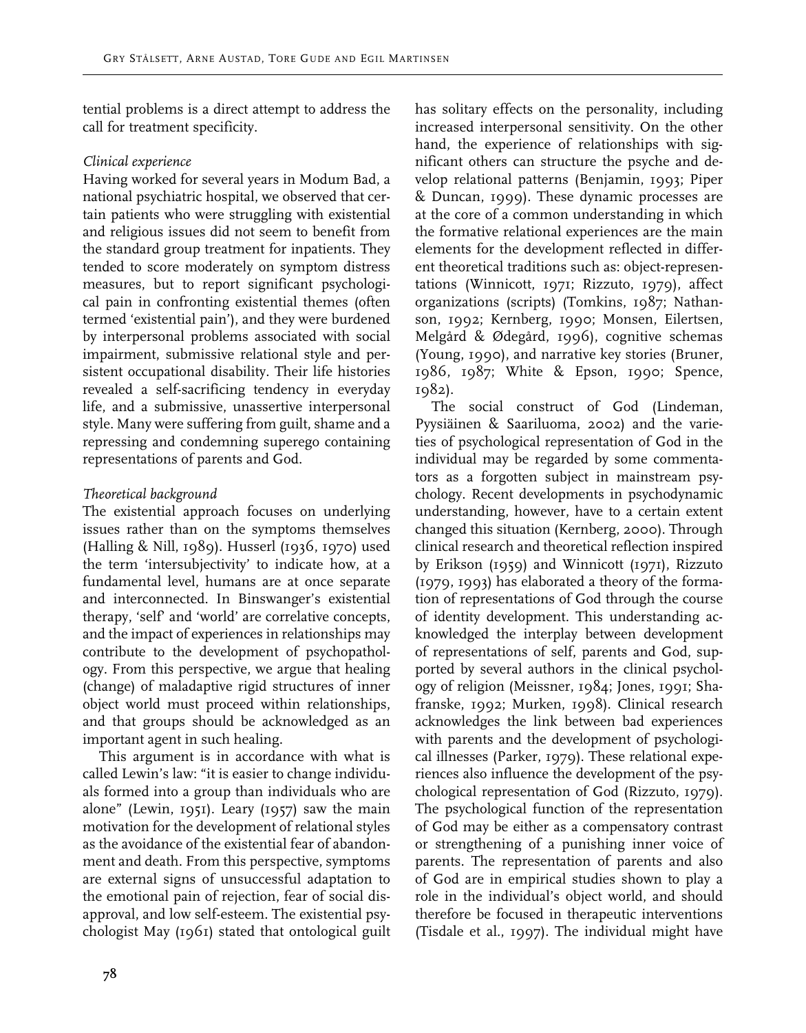tential problems is a direct attempt to address the call for treatment specificity.

*Clinical experience*

Having worked for several years in Modum Bad, a national psychiatric hospital, we observed that certain patients who were struggling with existential and religious issues did not seem to benefit from the standard group treatment for inpatients. They tended to score moderately on symptom distress measures, but to report significant psychological pain in confronting existential themes (often termed 'existential pain'), and they were burdened by interpersonal problems associated with social impairment, submissive relational style and persistent occupational disability. Their life histories revealed a self-sacrificing tendency in everyday life, and a submissive, unassertive interpersonal style. Many were suffering from guilt, shame and a repressing and condemning superego containing representations of parents and God.

*Theoretical background*

The existential approach focuses on underlying issues rather than on the symptoms themselves (Halling & Nill, 1989). Husserl (1936, 1970) used the term 'intersubjectivity' to indicate how, at a fundamental level, humans are at once separate and interconnected. In Binswanger's existential therapy, 'self' and 'world' are correlative concepts, and the impact of experiences in relationships may contribute to the development of psychopathology. From this perspective, we argue that healing (change) of maladaptive rigid structures of inner object world must proceed within relationships, and that groups should be acknowledged as an important agent in such healing.

This argument is in accordance with what is called Lewin's law: "it is easier to change individuals formed into a group than individuals who are alone" (Lewin, 1951). Leary (1957) saw the main motivation for the development of relational styles as the avoidance of the existential fear of abandonment and death. From this perspective, symptoms are external signs of unsuccessful adaptation to the emotional pain of rejection, fear of social disapproval, and low self-esteem. The existential psychologist May (1961) stated that ontological guilt has solitary effects on the personality, including increased interpersonal sensitivity. On the other hand, the experience of relationships with significant others can structure the psyche and develop relational patterns (Benjamin, 1993; Piper & Duncan, 1999). These dynamic processes are at the core of a common understanding in which the formative relational experiences are the main elements for the development reflected in different theoretical traditions such as: object-representations (Winnicott, 1971; Rizzuto, 1979), affect organizations (scripts) (Tomkins, 1987; Nathanson, 1992; Kernberg, 1990; Monsen, Eilertsen, Melgård & Ødegård, 1996), cognitive schemas (Young, 1990), and narrative key stories (Bruner, 1986, 1987; White & Epson, 1990; Spence, 1982).

The social construct of God (Lindeman, Pyysiäinen & Saariluoma, 2002) and the varieties of psychological representation of God in the individual may be regarded by some commentators as a forgotten subject in mainstream psychology. Recent developments in psychodynamic understanding, however, have to a certain extent changed this situation (Kernberg, 2000). Through clinical research and theoretical reflection inspired by Erikson (1959) and Winnicott (1971), Rizzuto (1979, 1993) has elaborated a theory of the formation of representations of God through the course of identity development. This understanding acknowledged the interplay between development of representations of self, parents and God, supported by several authors in the clinical psychology of religion (Meissner, 1984; Jones, 1991; Shafranske, 1992; Murken, 1998). Clinical research acknowledges the link between bad experiences with parents and the development of psychological illnesses (Parker, 1979). These relational experiences also influence the development of the psychological representation of God (Rizzuto, 1979). The psychological function of the representation of God may be either as a compensatory contrast or strengthening of a punishing inner voice of parents. The representation of parents and also of God are in empirical studies shown to play a role in the individual's object world, and should therefore be focused in therapeutic interventions (Tisdale et al., 1997). The individual might have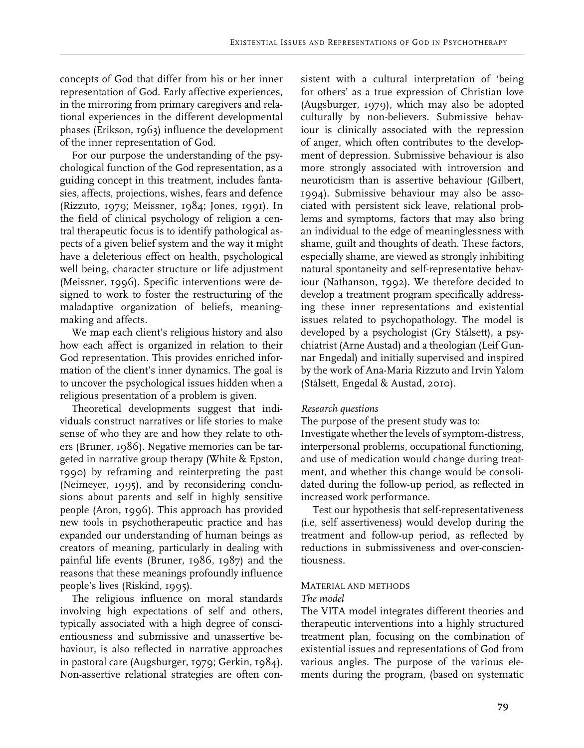concepts of God that differ from his or her inner representation of God. Early affective experiences, in the mirroring from primary caregivers and relational experiences in the different developmental phases (Erikson, 1963) influence the development of the inner representation of God.

For our purpose the understanding of the psychological function of the God representation, as a guiding concept in this treatment, includes fantasies, affects, projections, wishes, fears and defence (Rizzuto, 1979; Meissner, 1984; Jones, 1991). In the field of clinical psychology of religion a central therapeutic focus is to identify pathological aspects of a given belief system and the way it might have a deleterious effect on health, psychological well being, character structure or life adjustment (Meissner, 1996). Specific interventions were designed to work to foster the restructuring of the maladaptive organization of beliefs, meaning-making and affects.

We map each client's religious history and also how each affect is organized in relation to their God representation. This provides enriched information of the client's inner dynamics. The goal is to uncover the psychological issues hidden when a religious presentation of a problem is given.

Theoretical developments suggest that individuals construct narratives or life stories to make sense of who they are and how they relate to others (Bruner, 1986). Negative memories can be targeted in narrative group therapy (White & Epston, 1990) by reframing and reinterpreting the past (Neimeyer, 1995), and by reconsidering conclusions about parents and self in highly sensitive people (Aron, 1996). This approach has provided new tools in psychotherapeutic practice and has expanded our understanding of human beings as creators of meaning, particularly in dealing with painful life events (Bruner, 1986, 1987) and the reasons that these meanings profoundly influence people's lives (Riskind, 1995).

The religious influence on moral standards involving high expectations of self and others, typically associated with a high degree of conscientiousness and submissive and unassertive behaviour, is also reflected in narrative approaches in pastoral care (Augsburger, 1979; Gerkin, 1984). Non-assertive relational strategies are often consistent with a cultural interpretation of 'being for others' as a true expression of Christian love (Augsburger, 1979), which may also be adopted culturally by non-believers. Submissive behaviour is clinically associated with the repression of anger, which often contributes to the development of depression. Submissive behaviour is also more strongly associated with introversion and neuroticism than is assertive behaviour (Gilbert, 1994). Submissive behaviour may also be associated with persistent sick leave, relational problems and symptoms, factors that may also bring an individual to the edge of meaninglessness with shame, guilt and thoughts of death. These factors, especially shame, are viewed as strongly inhibiting natural spontaneity and self-representative behaviour (Nathanson, 1992). We therefore decided to develop a treatment program specifically addressing these inner representations and existential issues related to psychopathology. The model is developed by a psychologist (Gry Stålsett), a psychiatrist (Arne Austad) and a theologian (Leif Gunnar Engedal) and initially supervised and inspired by the work of Ana-Maria Rizzuto and Irvin Yalom (Stålsett, Engedal & Austad, 2010).

*Research questions*

The purpose of the present study was to:

Investigate whether the levels of symptom-distress, interpersonal problems, occupational functioning, and use of medication would change during treatment, and whether this change would be consolidated during the follow-up period, as reflected in increased work performance.

Test our hypothesis that self-representativeness (i.e, self assertiveness) would develop during the treatment and follow-up period, as reflected by reductions in submissiveness and over-conscientiousness.

## Material and methods

*The model*

The VITA model integrates different theories and therapeutic interventions into a highly structured treatment plan, focusing on the combination of existential issues and representations of God from various angles. The purpose of the various elements during the program, (based on systematic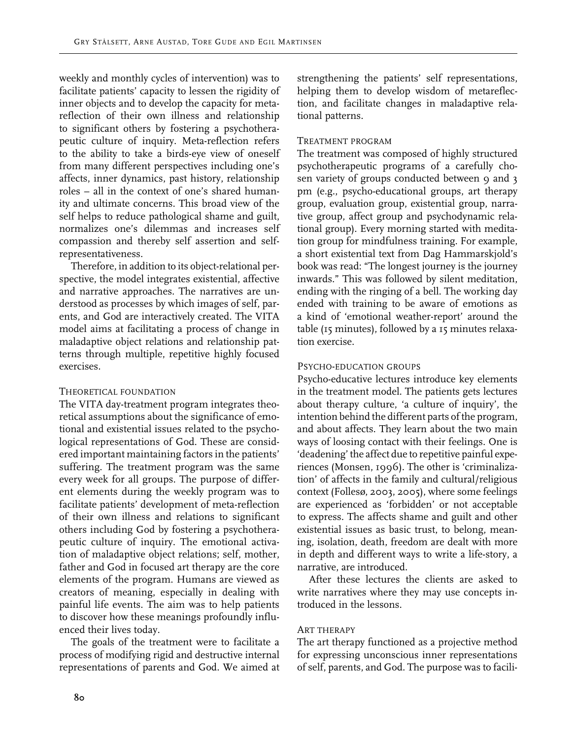weekly and monthly cycles of intervention) was to facilitate patients' capacity to lessen the rigidity of inner objects and to develop the capacity for meta-reflection of their own illness and relationship to significant others by fostering a psychotherapeutic culture of inquiry. Meta-reflection refers to the ability to take a birds-eye view of oneself from many different perspectives including one's affects, inner dynamics, past history, relationship roles – all in the context of one's shared humanity and ultimate concerns. This broad view of the self helps to reduce pathological shame and guilt, normalizes one's dilemmas and increases self compassion and thereby self assertion and self-representativeness.

Therefore, in addition to its object-relational perspective, the model integrates existential, affective and narrative approaches. The narratives are understood as processes by which images of self, parents, and God are interactively created. The VITA model aims at facilitating a process of change in maladaptive object relations and relationship patterns through multiple, repetitive highly focused exercises.

## Theoretical foundation

The VITA day-treatment program integrates theoretical assumptions about the significance of emotional and existential issues related to the psychological representations of God. These are considered important maintaining factors in the patients' suffering. The treatment program was the same every week for all groups. The purpose of different elements during the weekly program was to facilitate patients' development of meta-reflection of their own illness and relations to significant others including God by fostering a psychotherapeutic culture of inquiry. The emotional activation of maladaptive object relations; self, mother, father and God in focused art therapy are the core elements of the program. Humans are viewed as creators of meaning, especially in dealing with painful life events. The aim was to help patients to discover how these meanings profoundly influenced their lives today.

The goals of the treatment were to facilitate a process of modifying rigid and destructive internal representations of parents and God. We aimed at strengthening the patients' self representations, helping them to develop wisdom of metareflection, and facilitate changes in maladaptive relational patterns.

## Treatment program

The treatment was composed of highly structured psychotherapeutic programs of a carefully chosen variety of groups conducted between 9 and 3 pm (e.g., psycho-educational groups, art therapy group, evaluation group, existential group, narrative group, affect group and psychodynamic relational group). Every morning started with meditation group for mindfulness training. For example, a short existential text from Dag Hammarskjold's book was read: "The longest journey is the journey inwards." This was followed by silent meditation, ending with the ringing of a bell. The working day ended with training to be aware of emotions as a kind of 'emotional weather-report' around the table (15 minutes), followed by a 15 minutes relaxation exercise.

## Psycho-education groups

Psycho-educative lectures introduce key elements in the treatment model. The patients gets lectures about therapy culture, 'a culture of inquiry', the intention behind the different parts of the program, and about affects. They learn about the two main ways of loosing contact with their feelings. One is 'deadening' the affect due to repetitive painful experiences (Monsen, 1996). The other is 'criminalization' of affects in the family and cultural/religious context (Follesø, 2003, 2005), where some feelings are experienced as 'forbidden' or not acceptable to express. The affects shame and guilt and other existential issues as basic trust, to belong, meaning, isolation, death, freedom are dealt with more in depth and different ways to write a life-story, a narrative, are introduced.

After these lectures the clients are asked to write narratives where they may use concepts introduced in the lessons.

## Art therapy

The art therapy functioned as a projective method for expressing unconscious inner representations of self, parents, and God. The purpose was to facili-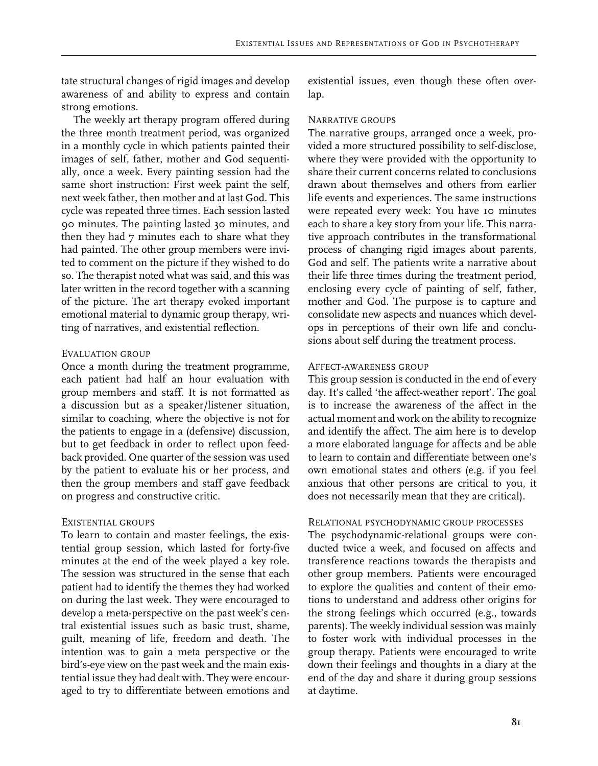tate structural changes of rigid images and develop awareness of and ability to express and contain strong emotions.

The weekly art therapy program offered during the three month treatment period, was organized in a monthly cycle in which patients painted their images of self, father, mother and God sequentially, once a week. Every painting session had the same short instruction: First week paint the self, next week father, then mother and at last God. This cycle was repeated three times. Each session lasted 90 minutes. The painting lasted 30 minutes, and then they had 7 minutes each to share what they had painted. The other group members were invited to comment on the picture if they wished to do so. The therapist noted what was said, and this was later written in the record together with a scanning of the picture. The art therapy evoked important emotional material to dynamic group therapy, writing of narratives, and existential reflection.

### Evaluation group

Once a month during the treatment programme, each patient had half an hour evaluation with group members and staff. It is not formatted as a discussion but as a speaker/listener situation, similar to coaching, where the objective is not for the patients to engage in a (defensive) discussion, but to get feedback in order to reflect upon feedback provided. One quarter of the session was used by the patient to evaluate his or her process, and then the group members and staff gave feedback on progress and constructive critic.

### Existential groups

To learn to contain and master feelings, the existential group session, which lasted for forty-five minutes at the end of the week played a key role. The session was structured in the sense that each patient had to identify the themes they had worked on during the last week. They were encouraged to develop a meta-perspective on the past week's central existential issues such as basic trust, shame, guilt, meaning of life, freedom and death. The intention was to gain a meta perspective or the bird's-eye view on the past week and the main existential issue they had dealt with. They were encouraged to try to differentiate between emotions and existential issues, even though these often overlap.

### Narrative groups

The narrative groups, arranged once a week, provided a more structured possibility to self-disclose, where they were provided with the opportunity to share their current concerns related to conclusions drawn about themselves and others from earlier life events and experiences. The same instructions were repeated every week: You have 10 minutes each to share a key story from your life. This narrative approach contributes in the transformational process of changing rigid images about parents, God and self. The patients write a narrative about their life three times during the treatment period, enclosing every cycle of painting of self, father, mother and God. The purpose is to capture and consolidate new aspects and nuances which develops in perceptions of their own life and conclusions about self during the treatment process.

### Affect-awareness group

This group session is conducted in the end of every day. It's called 'the affect-weather report'. The goal is to increase the awareness of the affect in the actual moment and work on the ability to recognize and identify the affect. The aim here is to develop a more elaborated language for affects and be able to learn to contain and differentiate between one's own emotional states and others (e.g. if you feel anxious that other persons are critical to you, it does not necessarily mean that they are critical).

### Relational psychodynamic group processes

The psychodynamic-relational groups were conducted twice a week, and focused on affects and transference reactions towards the therapists and other group members. Patients were encouraged to explore the qualities and content of their emotions to understand and address other origins for the strong feelings which occurred (e.g., towards parents). The weekly individual session was mainly to foster work with individual processes in the group therapy. Patients were encouraged to write down their feelings and thoughts in a diary at the end of the day and share it during group sessions at daytime.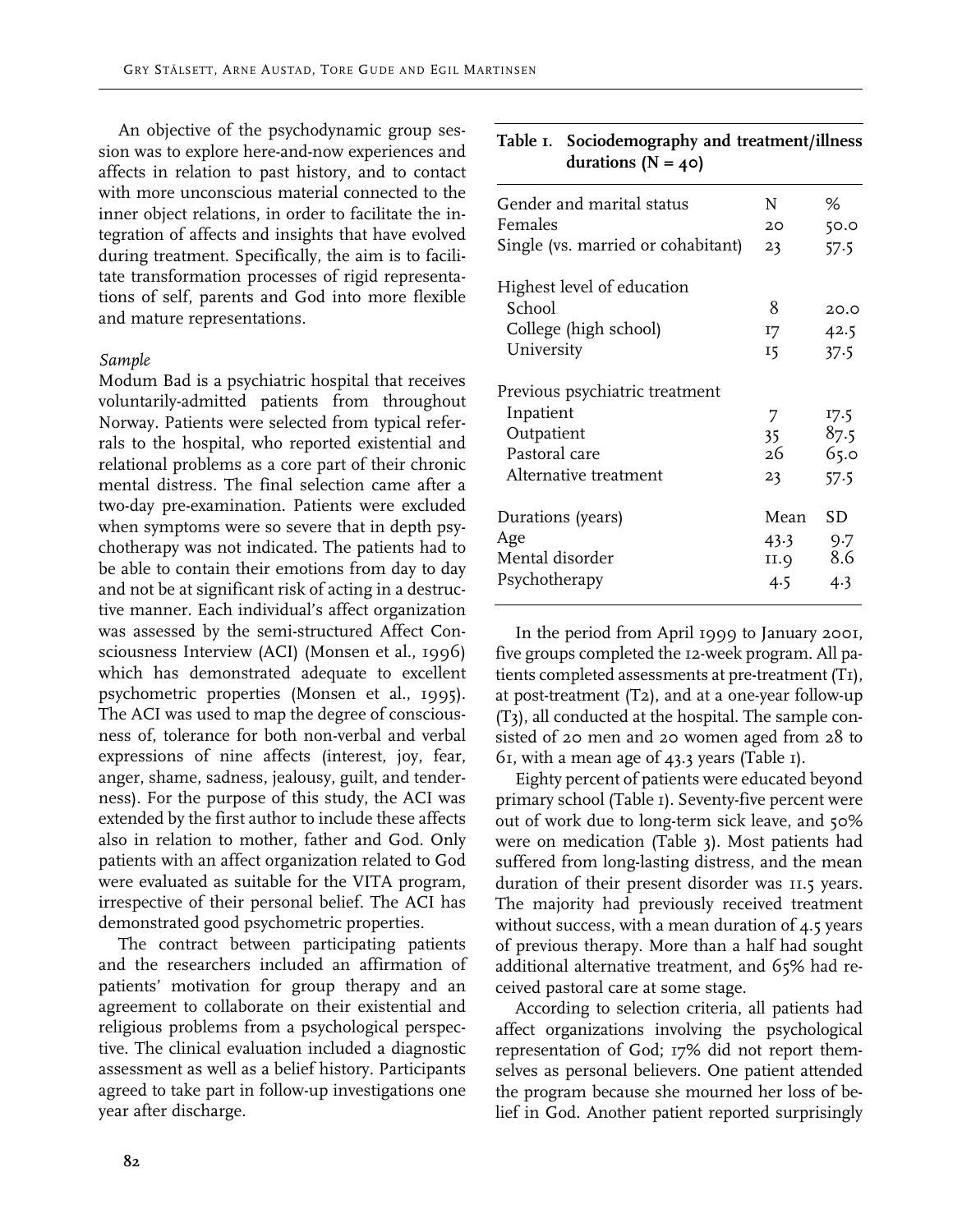An objective of the psychodynamic group session was to explore here-and-now experiences and affects in relation to past history, and to contact with more unconscious material connected to the inner object relations, in order to facilitate the integration of affects and insights that have evolved during treatment. Specifically, the aim is to facilitate transformation processes of rigid representations of self, parents and God into more flexible and mature representations.

*Sample*

Modum Bad is a psychiatric hospital that receives voluntarily-admitted patients from throughout Norway. Patients were selected from typical referrals to the hospital, who reported existential and relational problems as a core part of their chronic mental distress. The final selection came after a two-day pre-examination. Patients were excluded when symptoms were so severe that in depth psychotherapy was not indicated. The patients had to be able to contain their emotions from day to day and not be at significant risk of acting in a destructive manner. Each individual's affect organization was assessed by the semi-structured Affect Consciousness Interview (ACI) (Monsen et al., 1996) which has demonstrated adequate to excellent psychometric properties (Monsen et al., 1995). The ACI was used to map the degree of consciousness of, tolerance for both non-verbal and verbal expressions of nine affects (interest, joy, fear, anger, shame, sadness, jealousy, guilt, and tenderness). For the purpose of this study, the ACI was extended by the first author to include these affects also in relation to mother, father and God. Only patients with an affect organization related to God were evaluated as suitable for the VITA program, irrespective of their personal belief. The ACI has demonstrated good psychometric properties.

The contract between participating patients and the researchers included an affirmation of patients' motivation for group therapy and an agreement to collaborate on their existential and religious problems from a psychological perspective. The clinical evaluation included a diagnostic assessment as well as a belief history. Participants agreed to take part in follow-up investigations one year after discharge.

**Table 1. Sociodemography and treatment/illness durations (N = 40)**

| Gender and marital status | N | % |
|---|---|---|
| Females | 20 | 50.0 |
| Single (vs. married or cohabitant) | 23 | 57.5 |
| **Highest level of education** | | |
| School | 8 | 20.0 |
| College (high school) | 17 | 42.5 |
| University | 15 | 37.5 |
| **Previous psychiatric treatment** | | |
| Inpatient | 7 | 17.5 |
| Outpatient | 35 | 87.5 |
| Pastoral care | 26 | 65.0 |
| Alternative treatment | 23 | 57.5 |
| **Durations (years)** | **Mean** | **SD** |
| Age | 43.3 | 9.7 |
| Mental disorder | 11.9 | 8.6 |
| Psychotherapy | 4.5 | 4.3 |

In the period from April 1999 to January 2001, five groups completed the 12-week program. All patients completed assessments at pre-treatment (T1), at post-treatment (T2), and at a one-year follow-up (T3), all conducted at the hospital. The sample consisted of 20 men and 20 women aged from 28 to 61, with a mean age of 43.3 years (Table 1).

Eighty percent of patients were educated beyond primary school (Table 1). Seventy-five percent were out of work due to long-term sick leave, and 50% were on medication (Table 3). Most patients had suffered from long-lasting distress, and the mean duration of their present disorder was 11.5 years. The majority had previously received treatment without success, with a mean duration of 4.5 years of previous therapy. More than a half had sought additional alternative treatment, and 65% had received pastoral care at some stage.

According to selection criteria, all patients had affect organizations involving the psychological representation of God; 17% did not report themselves as personal believers. One patient attended the program because she mourned her loss of belief in God. Another patient reported surprisingly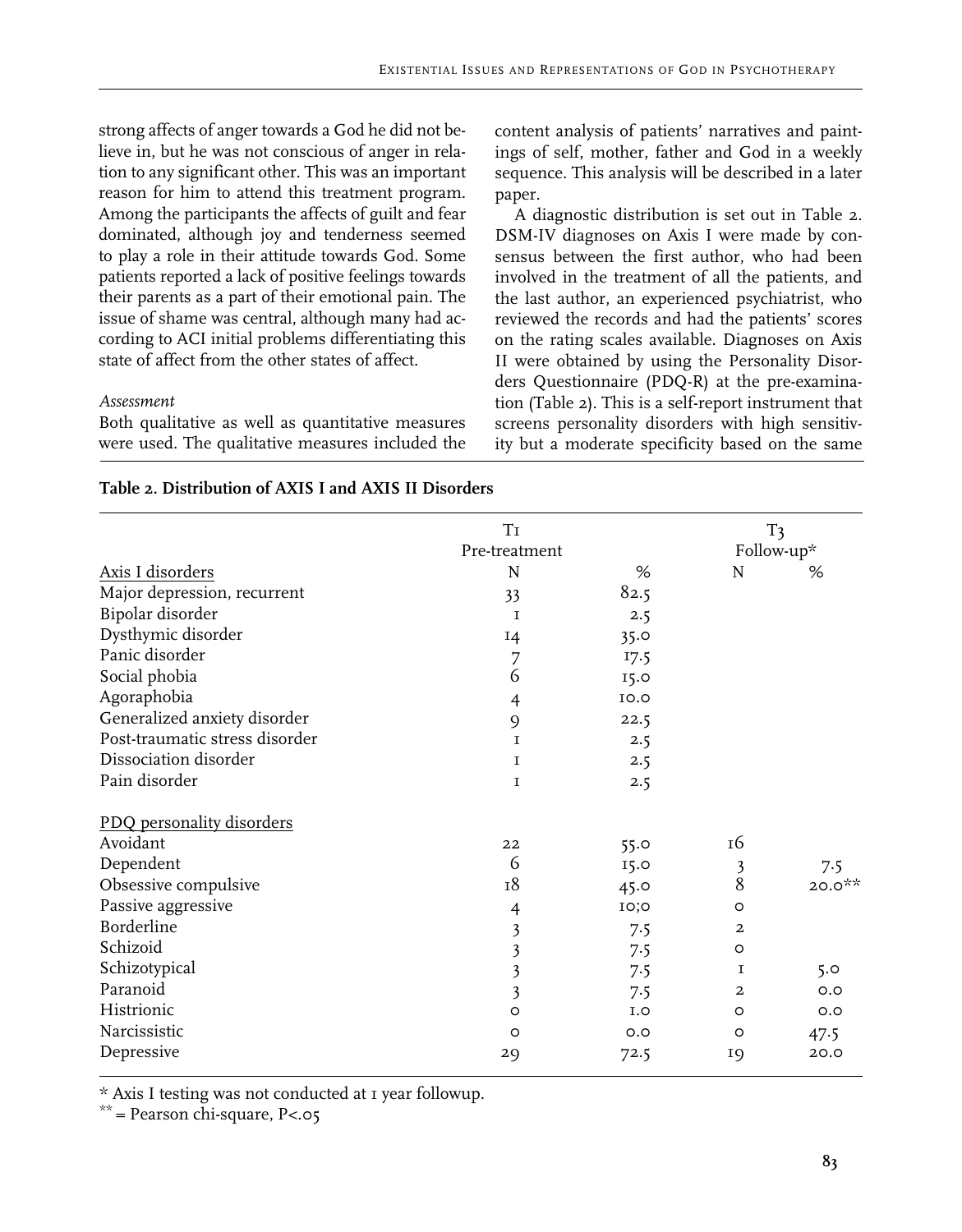strong affects of anger towards a God he did not believe in, but he was not conscious of anger in relation to any significant other. This was an important reason for him to attend this treatment program. Among the participants the affects of guilt and fear dominated, although joy and tenderness seemed to play a role in their attitude towards God. Some patients reported a lack of positive feelings towards their parents as a part of their emotional pain. The issue of shame was central, although many had according to ACI initial problems differentiating this state of affect from the other states of affect.

*Assessment*

Both qualitative as well as quantitative measures were used. The qualitative measures included the content analysis of patients' narratives and paintings of self, mother, father and God in a weekly sequence. This analysis will be described in a later paper.

A diagnostic distribution is set out in Table 2. DSM-IV diagnoses on Axis I were made by consensus between the first author, who had been involved in the treatment of all the patients, and the last author, an experienced psychiatrist, who reviewed the records and had the patients' scores on the rating scales available. Diagnoses on Axis II were obtained by using the Personality Disorders Questionnaire (PDQ-R) at the pre-examination (Table 2). This is a self-report instrument that screens personality disorders with high sensitivity but a moderate specificity based on the same

**Table 2. Distribution of AXIS I and AXIS II Disorders**

| | T1 Pre-treatment | | T3 Follow-up* | |
|---|---|---|---|---|
| Axis I disorders | N | % | N | % |
| Major depression, recurrent | 33 | 82.5 | | |
| Bipolar disorder | 1 | 2.5 | | |
| Dysthymic disorder | 14 | 35.0 | | |
| Panic disorder | 7 | 17.5 | | |
| Social phobia | 6 | 15.0 | | |
| Agoraphobia | 4 | 10.0 | | |
| Generalized anxiety disorder | 9 | 22.5 | | |
| Post-traumatic stress disorder | 1 | 2.5 | | |
| Dissociation disorder | 1 | 2.5 | | |
| Pain disorder | 1 | 2.5 | | |
| PDQ personality disorders | | | | |
| Avoidant | 22 | 55.0 | 16 | |
| Dependent | 6 | 15.0 | 3 | 7.5 |
| Obsessive compulsive | 18 | 45.0 | 8 | 20.0** |
| Passive aggressive | 4 | 10;0 | 0 | |
| Borderline | 3 | 7.5 | 2 | |
| Schizoid | 3 | 7.5 | 0 | |
| Schizotypical | 3 | 7.5 | 1 | 5.0 |
| Paranoid | 3 | 7.5 | 2 | 0.0 |
| Histrionic | 0 | 1.0 | 0 | 0.0 |
| Narcissistic | 0 | 0.0 | 0 | 47.5 |
| Depressive | 29 | 72.5 | 19 | 20.0 |

\* Axis I testing was not conducted at 1 year followup.
\** = Pearson chi-square, $P<.05$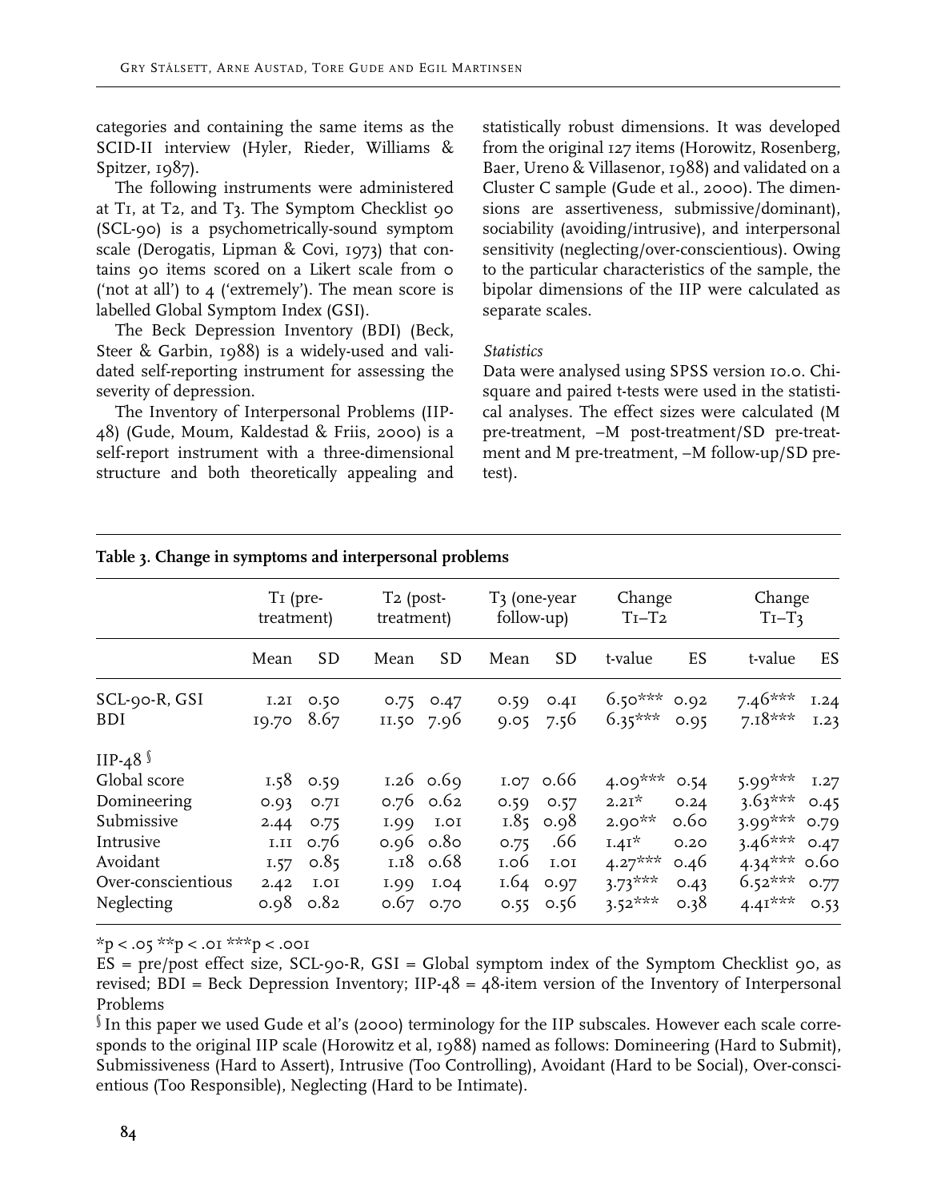categories and containing the same items as the SCID-II interview (Hyler, Rieder, Williams & Spitzer, 1987).

The following instruments were administered at T1, at T2, and T3. The Symptom Checklist 90 (SCL-90) is a psychometrically-sound symptom scale (Derogatis, Lipman & Covi, 1973) that contains 90 items scored on a Likert scale from 0 ('not at all') to 4 ('extremely'). The mean score is labelled Global Symptom Index (GSI).

The Beck Depression Inventory (BDI) (Beck, Steer & Garbin, 1988) is a widely-used and validated self-reporting instrument for assessing the severity of depression.

The Inventory of Interpersonal Problems (IIP-48) (Gude, Moum, Kaldestad & Friis, 2000) is a self-report instrument with a three-dimensional structure and both theoretically appealing and statistically robust dimensions. It was developed from the original 127 items (Horowitz, Rosenberg, Baer, Ureno & Villasenor, 1988) and validated on a Cluster C sample (Gude et al., 2000). The dimensions are assertiveness, submissive/dominant), sociability (avoiding/intrusive), and interpersonal sensitivity (neglecting/over-conscientious). Owing to the particular characteristics of the sample, the bipolar dimensions of the IIP were calculated as separate scales.

*Statistics*

Data were analysed using SPSS version 10.0. Chi-square and paired t-tests were used in the statistical analyses. The effect sizes were calculated (M pre-treatment, –M post-treatment/SD pre-treatment and M pre-treatment, –M follow-up/SD pre-test).

**Table 3. Change in symptoms and interpersonal problems**

| | T1 (pre-treatment) | | T2 (post-treatment) | | T3 (one-year follow-up) | | Change T1–T2 | | Change T1–T3 | |
|---|---|---|---|---|---|---|---|---|---|---|
| | Mean | SD | Mean | SD | Mean | SD | t-value | ES | t-value | ES |
| SCL-90-R, GSI | 1.21 | 0.50 | 0.75 | 0.47 | 0.59 | 0.41 | 6.50*** | 0.92 | 7.46*** | 1.24 |
| BDI | 19.70 | 8.67 | 11.50 | 7.96 | 9.05 | 7.56 | 6.35*** | 0.95 | 7.18*** | 1.23 |
| IIP-48 § | | | | | | | | | | |
| Global score | 1.58 | 0.59 | 1.26 | 0.69 | 1.07 | 0.66 | 4.09*** | 0.54 | 5.99*** | 1.27 |
| Domineering | 0.93 | 0.71 | 0.76 | 0.62 | 0.59 | 0.57 | 2.21* | 0.24 | 3.63*** | 0.45 |
| Submissive | 2.44 | 0.75 | 1.99 | 1.01 | 1.85 | 0.98 | 2.90** | 0.60 | 3.99*** | 0.79 |
| Intrusive | 1.11 | 0.76 | 0.96 | 0.80 | 0.75 | .66 | 1.41* | 0.20 | 3.46*** | 0.47 |
| Avoidant | 1.57 | 0.85 | 1.18 | 0.68 | 1.06 | 1.01 | 4.27*** | 0.46 | 4.34*** | 0.60 |
| Over-conscientious | 2.42 | 1.01 | 1.99 | 1.04 | 1.64 | 0.97 | 3.73*** | 0.43 | 6.52*** | 0.77 |
| Neglecting | 0.98 | 0.82 | 0.67 | 0.70 | 0.55 | 0.56 | 3.52*** | 0.38 | 4.41*** | 0.53 |

*$p < .05$ **$p < .01$ ***$p < .001$

ES = pre/post effect size, SCL-90-R, GSI = Global symptom index of the Symptom Checklist 90, as revised; BDI = Beck Depression Inventory; IIP-48 = 48-item version of the Inventory of Interpersonal Problems

§ In this paper we used Gude et al's (2000) terminology for the IIP subscales. However each scale corresponds to the original IIP scale (Horowitz et al, 1988) named as follows: Domineering (Hard to Submit), Submissiveness (Hard to Assert), Intrusive (Too Controlling), Avoidant (Hard to be Social), Over-conscientious (Too Responsible), Neglecting (Hard to be Intimate).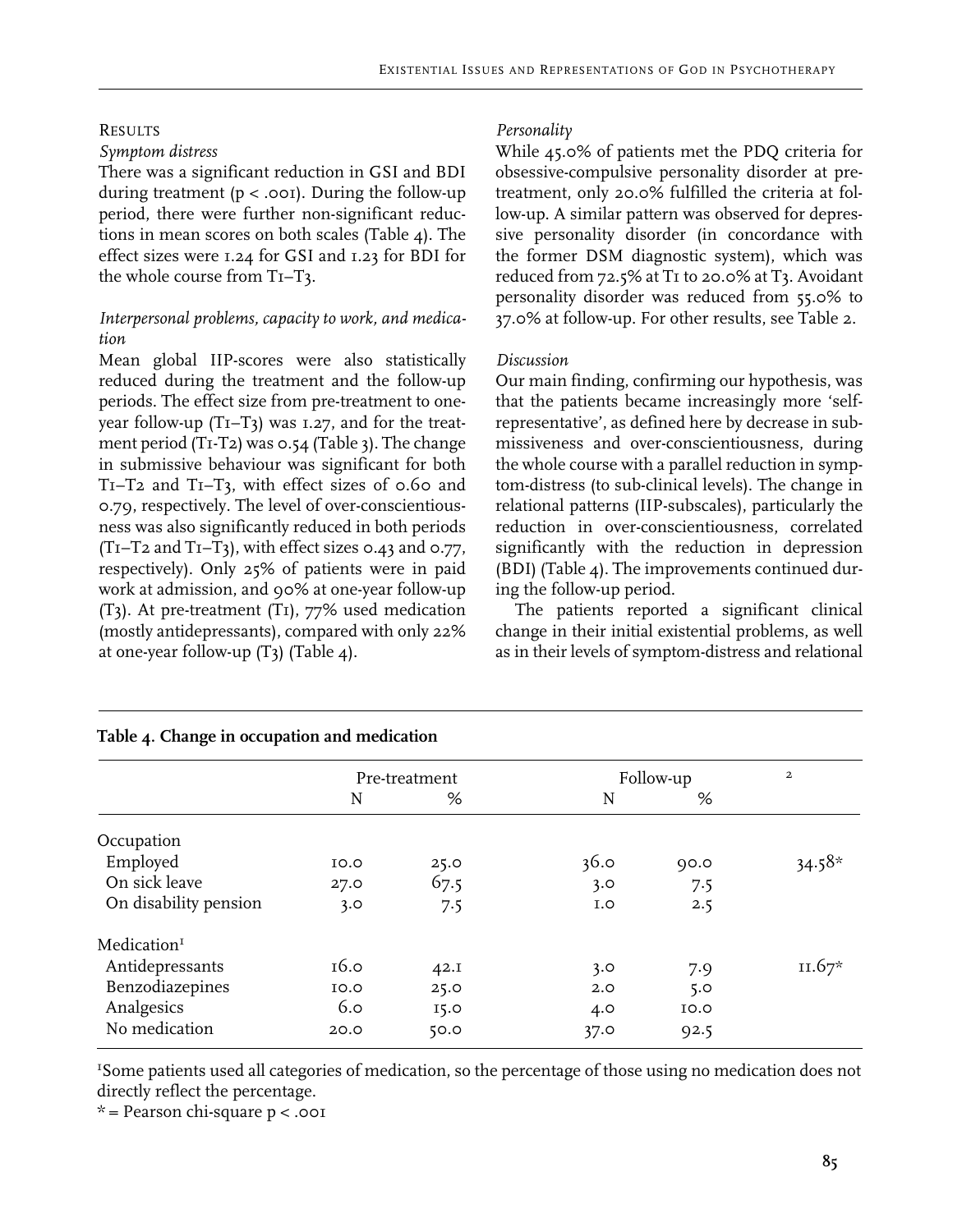## Results

### *Symptom distress*

There was a significant reduction in GSI and BDI during treatment ($p < .001$). During the follow-up period, there were further non-significant reductions in mean scores on both scales (Table 4). The effect sizes were 1.24 for GSI and 1.23 for BDI for the whole course from T1–T3.

### *Interpersonal problems, capacity to work, and medication*

Mean global IIP-scores were also statistically reduced during the treatment and the follow-up periods. The effect size from pre-treatment to one-year follow-up (T1–T3) was 1.27, and for the treatment period (T1-T2) was 0.54 (Table 3). The change in submissive behaviour was significant for both T1–T2 and T1–T3, with effect sizes of 0.60 and 0.79, respectively. The level of over-conscientiousness was also significantly reduced in both periods (T1–T2 and T1–T3), with effect sizes 0.43 and 0.77, respectively). Only 25% of patients were in paid work at admission, and 90% at one-year follow-up (T3). At pre-treatment (T1), 77% used medication (mostly antidepressants), compared with only 22% at one-year follow-up (T3) (Table 4).

### *Personality*

While 45.0% of patients met the PDQ criteria for obsessive-compulsive personality disorder at pre-treatment, only 20.0% fulfilled the criteria at follow-up. A similar pattern was observed for depressive personality disorder (in concordance with the former DSM diagnostic system), which was reduced from 72.5% at T1 to 20.0% at T3. Avoidant personality disorder was reduced from 55.0% to 37.0% at follow-up. For other results, see Table 2.

### *Discussion*

Our main finding, confirming our hypothesis, was that the patients became increasingly more 'self-representative', as defined here by decrease in submissiveness and over-conscientiousness, during the whole course with a parallel reduction in symptom-distress (to sub-clinical levels). The change in relational patterns (IIP-subscales), particularly the reduction in over-conscientiousness, correlated significantly with the reduction in depression (BDI) (Table 4). The improvements continued during the follow-up period.

The patients reported a significant clinical change in their initial existential problems, as well as in their levels of symptom-distress and relational

**Table 4. Change in occupation and medication**

| | Pre-treatment | | Follow-up | | $\chi^2$ |
|---|---|---|---|---|---|
| | N | % | N | % | |
| Occupation | | | | | |
| Employed | 10.0 | 25.0 | 36.0 | 90.0 | 34.58* |
| On sick leave | 27.0 | 67.5 | 3.0 | 7.5 | |
| On disability pension | 3.0 | 7.5 | 1.0 | 2.5 | |
| Medication[1] | | | | | |
| Antidepressants | 16.0 | 42.1 | 3.0 | 7.9 | 11.67* |
| Benzodiazepines | 10.0 | 25.0 | 2.0 | 5.0 | |
| Analgesics | 6.0 | 15.0 | 4.0 | 10.0 | |
| No medication | 20.0 | 50.0 | 37.0 | 92.5 | |

[1]Some patients used all categories of medication, so the percentage of those using no medication does not directly reflect the percentage.

* = Pearson chi-square $p < .001$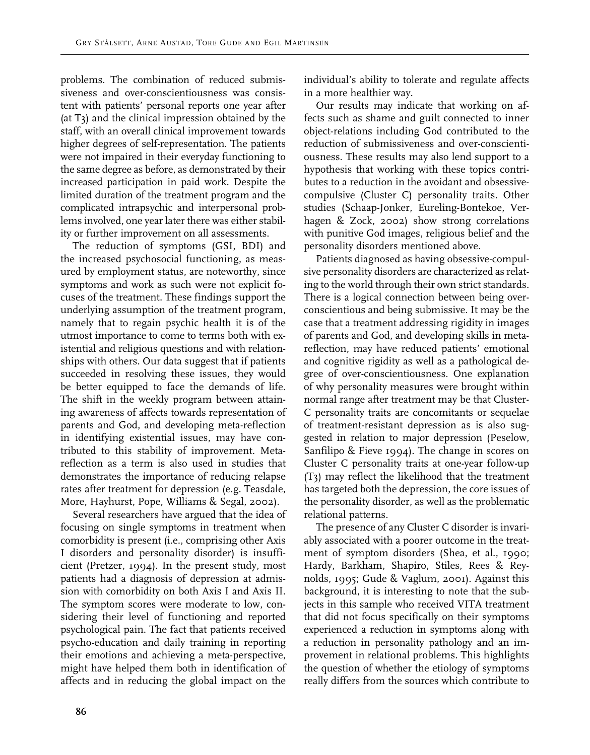problems. The combination of reduced submissiveness and over-conscientiousness was consistent with patients' personal reports one year after (at T3) and the clinical impression obtained by the staff, with an overall clinical improvement towards higher degrees of self-representation. The patients were not impaired in their everyday functioning to the same degree as before, as demonstrated by their increased participation in paid work. Despite the limited duration of the treatment program and the complicated intrapsychic and interpersonal problems involved, one year later there was either stability or further improvement on all assessments.

The reduction of symptoms (GSI, BDI) and the increased psychosocial functioning, as measured by employment status, are noteworthy, since symptoms and work as such were not explicit focuses of the treatment. These findings support the underlying assumption of the treatment program, namely that to regain psychic health it is of the utmost importance to come to terms both with existential and religious questions and with relationships with others. Our data suggest that if patients succeeded in resolving these issues, they would be better equipped to face the demands of life. The shift in the weekly program between attaining awareness of affects towards representation of parents and God, and developing meta-reflection in identifying existential issues, may have contributed to this stability of improvement. Meta-reflection as a term is also used in studies that demonstrates the importance of reducing relapse rates after treatment for depression (e.g. Teasdale, More, Hayhurst, Pope, Williams & Segal, 2002).

Several researchers have argued that the idea of focusing on single symptoms in treatment when comorbidity is present (i.e., comprising other Axis I disorders and personality disorder) is insufficient (Pretzer, 1994). In the present study, most patients had a diagnosis of depression at admission with comorbidity on both Axis I and Axis II. The symptom scores were moderate to low, considering their level of functioning and reported psychological pain. The fact that patients received psycho-education and daily training in reporting their emotions and achieving a meta-perspective, might have helped them both in identification of affects and in reducing the global impact on the individual's ability to tolerate and regulate affects in a more healthier way.

Our results may indicate that working on affects such as shame and guilt connected to inner object-relations including God contributed to the reduction of submissiveness and over-conscientiousness. These results may also lend support to a hypothesis that working with these topics contributes to a reduction in the avoidant and obsessive-compulsive (Cluster C) personality traits. Other studies (Schaap-Jonker, Eureling-Bontekoe, Verhagen & Zock, 2002) show strong correlations with punitive God images, religious belief and the personality disorders mentioned above.

Patients diagnosed as having obsessive-compulsive personality disorders are characterized as relating to the world through their own strict standards. There is a logical connection between being over-conscientious and being submissive. It may be the case that a treatment addressing rigidity in images of parents and God, and developing skills in meta-reflection, may have reduced patients' emotional and cognitive rigidity as well as a pathological degree of over-conscientiousness. One explanation of why personality measures were brought within normal range after treatment may be that Cluster-C personality traits are concomitants or sequelae of treatment-resistant depression as is also suggested in relation to major depression (Peselow, Sanfilipo & Fieve 1994). The change in scores on Cluster C personality traits at one-year follow-up (T3) may reflect the likelihood that the treatment has targeted both the depression, the core issues of the personality disorder, as well as the problematic relational patterns.

The presence of any Cluster C disorder is invariably associated with a poorer outcome in the treatment of symptom disorders (Shea, et al., 1990; Hardy, Barkham, Shapiro, Stiles, Rees & Reynolds, 1995; Gude & Vaglum, 2001). Against this background, it is interesting to note that the subjects in this sample who received VITA treatment that did not focus specifically on their symptoms experienced a reduction in symptoms along with a reduction in personality pathology and an improvement in relational problems. This highlights the question of whether the etiology of symptoms really differs from the sources which contribute to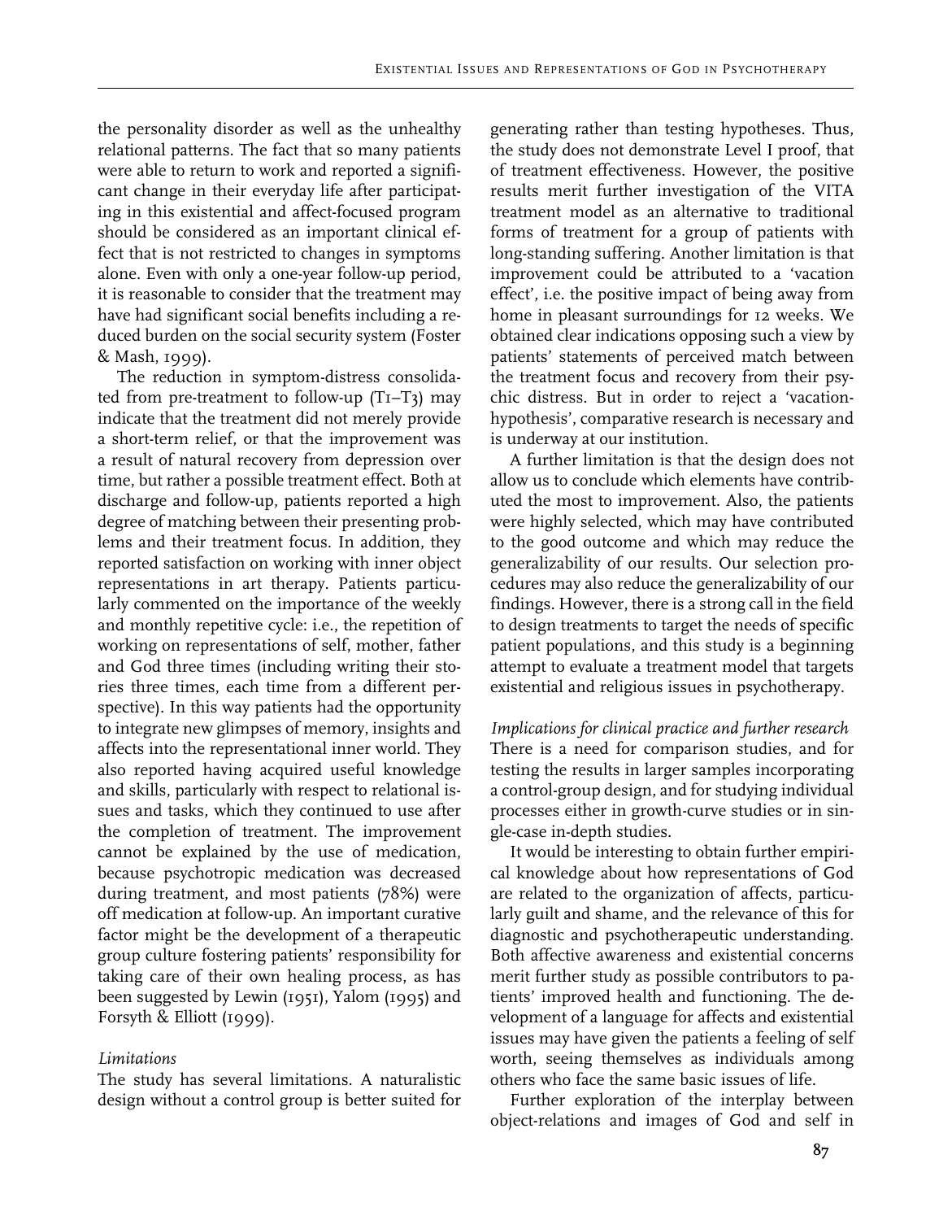the personality disorder as well as the unhealthy relational patterns. The fact that so many patients were able to return to work and reported a significant change in their everyday life after participating in this existential and affect-focused program should be considered as an important clinical effect that is not restricted to changes in symptoms alone. Even with only a one-year follow-up period, it is reasonable to consider that the treatment may have had significant social benefits including a reduced burden on the social security system (Foster & Mash, 1999).

The reduction in symptom-distress consolidated from pre-treatment to follow-up (T1–T3) may indicate that the treatment did not merely provide a short-term relief, or that the improvement was a result of natural recovery from depression over time, but rather a possible treatment effect. Both at discharge and follow-up, patients reported a high degree of matching between their presenting problems and their treatment focus. In addition, they reported satisfaction on working with inner object representations in art therapy. Patients particularly commented on the importance of the weekly and monthly repetitive cycle: i.e., the repetition of working on representations of self, mother, father and God three times (including writing their stories three times, each time from a different perspective). In this way patients had the opportunity to integrate new glimpses of memory, insights and affects into the representational inner world. They also reported having acquired useful knowledge and skills, particularly with respect to relational issues and tasks, which they continued to use after the completion of treatment. The improvement cannot be explained by the use of medication, because psychotropic medication was decreased during treatment, and most patients (78%) were off medication at follow-up. An important curative factor might be the development of a therapeutic group culture fostering patients' responsibility for taking care of their own healing process, as has been suggested by Lewin (1951), Yalom (1995) and Forsyth & Elliott (1999).

*Limitations*

The study has several limitations. A naturalistic design without a control group is better suited for generating rather than testing hypotheses. Thus, the study does not demonstrate Level I proof, that of treatment effectiveness. However, the positive results merit further investigation of the VITA treatment model as an alternative to traditional forms of treatment for a group of patients with long-standing suffering. Another limitation is that improvement could be attributed to a 'vacation effect', i.e. the positive impact of being away from home in pleasant surroundings for 12 weeks. We obtained clear indications opposing such a view by patients' statements of perceived match between the treatment focus and recovery from their psychic distress. But in order to reject a 'vacation-hypothesis', comparative research is necessary and is underway at our institution.

A further limitation is that the design does not allow us to conclude which elements have contributed the most to improvement. Also, the patients were highly selected, which may have contributed to the good outcome and which may reduce the generalizability of our results. Our selection procedures may also reduce the generalizability of our findings. However, there is a strong call in the field to design treatments to target the needs of specific patient populations, and this study is a beginning attempt to evaluate a treatment model that targets existential and religious issues in psychotherapy.

*Implications for clinical practice and further research*

There is a need for comparison studies, and for testing the results in larger samples incorporating a control-group design, and for studying individual processes either in growth-curve studies or in single-case in-depth studies.

It would be interesting to obtain further empirical knowledge about how representations of God are related to the organization of affects, particularly guilt and shame, and the relevance of this for diagnostic and psychotherapeutic understanding. Both affective awareness and existential concerns merit further study as possible contributors to patients' improved health and functioning. The development of a language for affects and existential issues may have given the patients a feeling of self worth, seeing themselves as individuals among others who face the same basic issues of life.

Further exploration of the interplay between object-relations and images of God and self in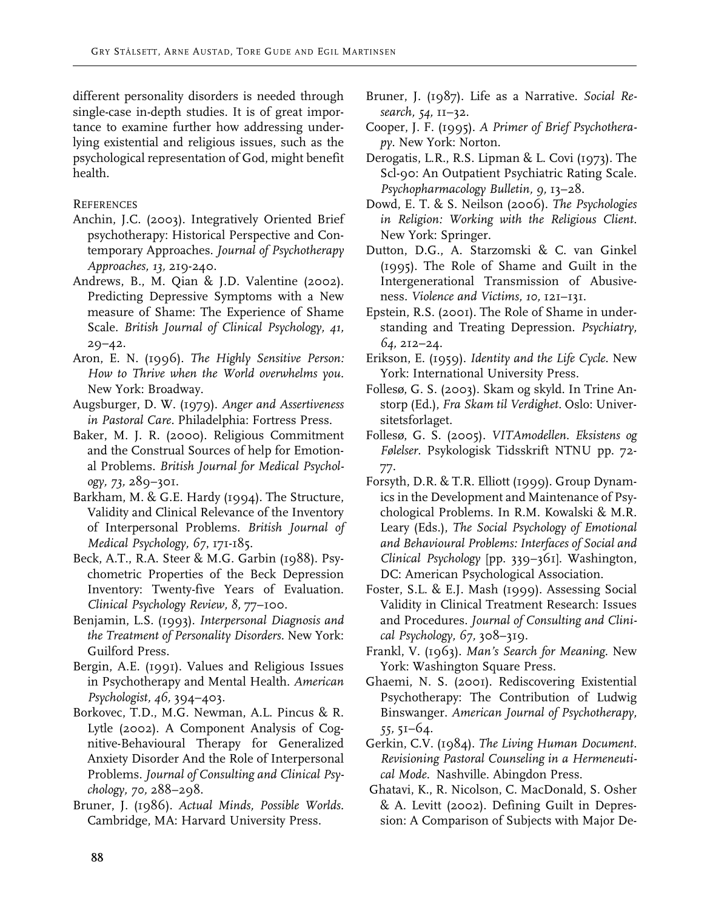different personality disorders is needed through single-case in-depth studies. It is of great importance to examine further how addressing underlying existential and religious issues, such as the psychological representation of God, might benefit health.

## References

Anchin, J.C. (2003). Integratively Oriented Brief psychotherapy: Historical Perspective and Contemporary Approaches. *Journal of Psychotherapy Approaches, 13,* 219-240.

Andrews, B., M. Qian & J.D. Valentine (2002). Predicting Depressive Symptoms with a New measure of Shame: The Experience of Shame Scale. *British Journal of Clinical Psychology, 41,* 29–42.

Aron, E. N. (1996). *The Highly Sensitive Person: How to Thrive when the World overwhelms you.* New York: Broadway.

Augsburger, D. W. (1979). *Anger and Assertiveness in Pastoral Care.* Philadelphia: Fortress Press.

Baker, M. J. R. (2000). Religious Commitment and the Construal Sources of help for Emotional Problems. *British Journal for Medical Psychology, 73,* 289–301.

Barkham, M. & G.E. Hardy (1994). The Structure, Validity and Clinical Relevance of the Inventory of Interpersonal Problems. *British Journal of Medical Psychology, 67,* 171-185.

Beck, A.T., R.A. Steer & M.G. Garbin (1988). Psychometric Properties of the Beck Depression Inventory: Twenty-five Years of Evaluation. *Clinical Psychology Review, 8,* 77–100.

Benjamin, L.S. (1993). *Interpersonal Diagnosis and the Treatment of Personality Disorders.* New York: Guilford Press.

Bergin, A.E. (1991). Values and Religious Issues in Psychotherapy and Mental Health. *American Psychologist, 46,* 394–403.

Borkovec, T.D., M.G. Newman, A.L. Pincus & R. Lytle (2002). A Component Analysis of Cognitive-Behavioural Therapy for Generalized Anxiety Disorder And the Role of Interpersonal Problems. *Journal of Consulting and Clinical Psychology, 70,* 288–298.

Bruner, J. (1986). *Actual Minds, Possible Worlds.* Cambridge, MA: Harvard University Press.

Bruner, J. (1987). Life as a Narrative. *Social Research, 54,* 11–32.

Cooper, J. F. (1995). *A Primer of Brief Psychotherapy.* New York: Norton.

Derogatis, L.R., R.S. Lipman & L. Covi (1973). The Scl-90: An Outpatient Psychiatric Rating Scale. *Psychopharmacology Bulletin, 9,* 13–28.

Dowd, E. T. & S. Neilson (2006). *The Psychologies in Religion: Working with the Religious Client.* New York: Springer.

Dutton, D.G., A. Starzomski & C. van Ginkel (1995). The Role of Shame and Guilt in the Intergenerational Transmission of Abusiveness. *Violence and Victims, 10,* 121–131.

Epstein, R.S. (2001). The Role of Shame in understanding and Treating Depression. *Psychiatry, 64,* 212–24.

Erikson, E. (1959). *Identity and the Life Cycle.* New York: International University Press.

Follesø, G. S. (2003). Skam og skyld. In Trine Anstorp (Ed.), *Fra Skam til Verdighet.* Oslo: Universitetsforlaget.

Follesø, G. S. (2005). *VITAmodellen. Eksistens og Følelser.* Psykologisk Tidsskrift NTNU pp. 72-77.

Forsyth, D.R. & T.R. Elliott (1999). Group Dynamics in the Development and Maintenance of Psychological Problems. In R.M. Kowalski & M.R. Leary (Eds.), *The Social Psychology of Emotional and Behavioural Problems: Interfaces of Social and Clinical Psychology* [pp. 339–361]. Washington, DC: American Psychological Association.

Foster, S.L. & E.J. Mash (1999). Assessing Social Validity in Clinical Treatment Research: Issues and Procedures. *Journal of Consulting and Clinical Psychology, 67,* 308–319.

Frankl, V. (1963). *Man's Search for Meaning.* New York: Washington Square Press.

Ghaemi, N. S. (2001). Rediscovering Existential Psychotherapy: The Contribution of Ludwig Binswanger. *American Journal of Psychotherapy, 55,* 51–64.

Gerkin, C.V. (1984). *The Living Human Document. Revisioning Pastoral Counseling in a Hermeneutical Mode.* Nashville. Abingdon Press.

Ghatavi, K., R. Nicolson, C. MacDonald, S. Osher & A. Levitt (2002). Defining Guilt in Depression: A Comparison of Subjects with Major De-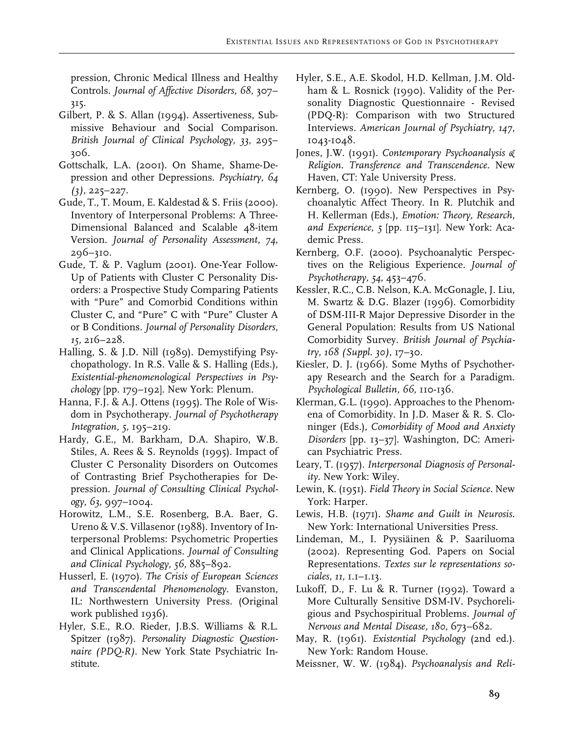pression, Chronic Medical Illness and Healthy Controls. *Journal of Affective Disorders, 68,* 307–315.

Gilbert, P. & S. Allan (1994). Assertiveness, Submissive Behaviour and Social Comparison. *British Journal of Clinical Psychology, 33,* 295–306.

Gottschalk, L.A. (2001). On Shame, Shame-Depression and other Depressions. *Psychiatry, 64 (3),* 225–227.

Gude, T., T. Moum, E. Kaldestad & S. Friis (2000). Inventory of Interpersonal Problems: A Three-Dimensional Balanced and Scalable 48-item Version. *Journal of Personality Assessment, 74,* 296–310.

Gude, T. & P. Vaglum (2001). One-Year Follow-Up of Patients with Cluster C Personality Disorders: a Prospective Study Comparing Patients with "Pure" and Comorbid Conditions within Cluster C, and "Pure" C with "Pure" Cluster A or B Conditions. *Journal of Personality Disorders, 15,* 216–228.

Halling, S. & J.D. Nill (1989). Demystifying Psychopathology. In R.S. Valle & S. Halling (Eds.), *Existential-phenomenological Perspectives in Psychology* [pp. 179–192]. New York: Plenum.

Hanna, F.J. & A.J. Ottens (1995). The Role of Wisdom in Psychotherapy. *Journal of Psychotherapy Integration, 5,* 195–219.

Hardy, G.E., M. Barkham, D.A. Shapiro, W.B. Stiles, A. Rees & S. Reynolds (1995). Impact of Cluster C Personality Disorders on Outcomes of Contrasting Brief Psychotherapies for Depression. *Journal of Consulting Clinical Psychology, 63,* 997–1004.

Horowitz, L.M., S.E. Rosenberg, B.A. Baer, G. Ureno & V.S. Villasenor (1988). Inventory of Interpersonal Problems: Psychometric Properties and Clinical Applications. *Journal of Consulting and Clinical Psychology, 56,* 885–892.

Husserl, E. (1970). *The Crisis of European Sciences and Transcendental Phenomenology.* Evanston, IL: Northwestern University Press. (Original work published 1936).

Hyler, S.E., R.O. Rieder, J.B.S. Williams & R.L. Spitzer (1987). *Personality Diagnostic Questionnaire (PDQ-R).* New York State Psychiatric Institute.

Hyler, S.E., A.E. Skodol, H.D. Kellman, J.M. Oldham & L. Rosnick (1990). Validity of the Personality Diagnostic Questionnaire - Revised (PDQ-R): Comparison with two Structured Interviews. *American Journal of Psychiatry, 147,* 1043-1048.

Jones, J.W. (1991). *Contemporary Psychoanalysis & Religion. Transference and Transcendence.* New Haven, CT: Yale University Press.

Kernberg, O. (1990). New Perspectives in Psychoanalytic Affect Theory. In R. Plutchik and H. Kellerman (Eds.), *Emotion: Theory, Research, and Experience, 5* [pp. 115–131]. New York: Academic Press.

Kernberg, O.F. (2000). Psychoanalytic Perspectives on the Religious Experience. *Journal of Psychotherapy, 54,* 453–476.

Kessler, R.C., C.B. Nelson, K.A. McGonagle, J. Liu, M. Swartz & D.G. Blazer (1996). Comorbidity of DSM-III-R Major Depressive Disorder in the General Population: Results from US National Comorbidity Survey. *British Journal of Psychiatry, 168 (Suppl. 30),* 17–30.

Kiesler, D. J. (1966). Some Myths of Psychotherapy Research and the Search for a Paradigm. *Psychological Bulletin, 66,* 110-136.

Klerman, G.L. (1990). Approaches to the Phenomena of Comorbidity. In J.D. Maser & R. S. Cloninger (Eds.), *Comorbidity of Mood and Anxiety Disorders* [pp. 13–37]. Washington, DC: American Psychiatric Press.

Leary, T. (1957). *Interpersonal Diagnosis of Personality.* New York: Wiley.

Lewin, K. (1951). *Field Theory in Social Science.* New York: Harper.

Lewis, H.B. (1971). *Shame and Guilt in Neurosis.* New York: International Universities Press.

Lindeman, M., I. Pyysiäinen & P. Saariluoma (2002). Representing God. Papers on Social Representations. *Textes sur le representations sociales, 11,* 1.1–1.13.

Lukoff, D., F. Lu & R. Turner (1992). Toward a More Culturally Sensitive DSM-IV. Psychoreligious and Psychospiritual Problems. *Journal of Nervous and Mental Disease, 180,* 673–682.

May, R. (1961). *Existential Psychology* (2nd ed.). New York: Random House.

Meissner, W. W. (1984). *Psychoanalysis and Reli-*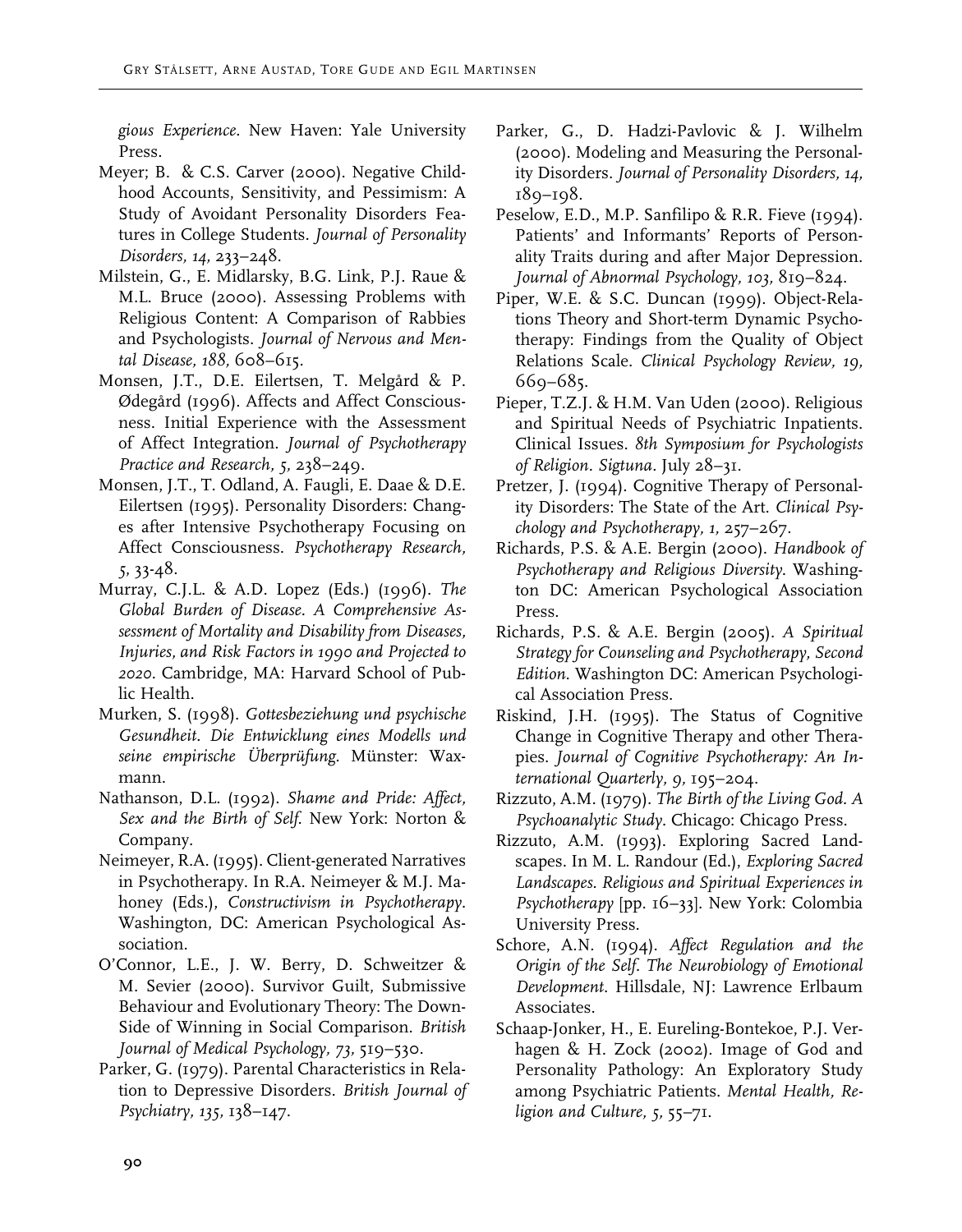*gious Experience*. New Haven: Yale University Press.

Meyer; B. & C.S. Carver (2000). Negative Childhood Accounts, Sensitivity, and Pessimism: A Study of Avoidant Personality Disorders Features in College Students. *Journal of Personality Disorders, 14,* 233–248.

Milstein, G., E. Midlarsky, B.G. Link, P.J. Raue & M.L. Bruce (2000). Assessing Problems with Religious Content: A Comparison of Rabbies and Psychologists. *Journal of Nervous and Mental Disease, 188,* 608–615.

Monsen, J.T., D.E. Eilertsen, T. Melgård & P. Ødegård (1996). Affects and Affect Consciousness. Initial Experience with the Assessment of Affect Integration. *Journal of Psychotherapy Practice and Research, 5,* 238–249.

Monsen, J.T., T. Odland, A. Faugli, E. Daae & D.E. Eilertsen (1995). Personality Disorders: Changes after Intensive Psychotherapy Focusing on Affect Consciousness. *Psychotherapy Research, 5,* 33-48.

Murray, C.J.L. & A.D. Lopez (Eds.) (1996). *The Global Burden of Disease. A Comprehensive Assessment of Mortality and Disability from Diseases, Injuries, and Risk Factors in 1990 and Projected to 2020*. Cambridge, MA: Harvard School of Public Health.

Murken, S. (1998). *Gottesbeziehung und psychische Gesundheit. Die Entwicklung eines Modells und seine empirische Überprüfung*. Münster: Waxmann.

Nathanson, D.L. (1992). *Shame and Pride: Affect, Sex and the Birth of Self*. New York: Norton & Company.

Neimeyer, R.A. (1995). Client-generated Narratives in Psychotherapy. In R.A. Neimeyer & M.J. Mahoney (Eds.), *Constructivism in Psychotherapy*. Washington, DC: American Psychological Association.

O'Connor, L.E., J. W. Berry, D. Schweitzer & M. Sevier (2000). Survivor Guilt, Submissive Behaviour and Evolutionary Theory: The Down-Side of Winning in Social Comparison. *British Journal of Medical Psychology, 73,* 519–530.

Parker, G. (1979). Parental Characteristics in Relation to Depressive Disorders. *British Journal of Psychiatry, 135,* 138–147.

Parker, G., D. Hadzi-Pavlovic & J. Wilhelm (2000). Modeling and Measuring the Personality Disorders. *Journal of Personality Disorders, 14,* 189–198.

Peselow, E.D., M.P. Sanfilipo & R.R. Fieve (1994). Patients' and Informants' Reports of Personality Traits during and after Major Depression. *Journal of Abnormal Psychology, 103,* 819–824.

Piper, W.E. & S.C. Duncan (1999). Object-Relations Theory and Short-term Dynamic Psychotherapy: Findings from the Quality of Object Relations Scale. *Clinical Psychology Review, 19,* 669–685.

Pieper, T.Z.J. & H.M. Van Uden (2000). Religious and Spiritual Needs of Psychiatric Inpatients. Clinical Issues. *8th Symposium for Psychologists of Religion*. *Sigtuna*. July 28–31.

Pretzer, J. (1994). Cognitive Therapy of Personality Disorders: The State of the Art. *Clinical Psychology and Psychotherapy, 1,* 257–267.

Richards, P.S. & A.E. Bergin (2000). *Handbook of Psychotherapy and Religious Diversity*. Washington DC: American Psychological Association Press.

Richards, P.S. & A.E. Bergin (2005). *A Spiritual Strategy for Counseling and Psychotherapy, Second Edition*. Washington DC: American Psychological Association Press.

Riskind, J.H. (1995). The Status of Cognitive Change in Cognitive Therapy and other Therapies. *Journal of Cognitive Psychotherapy: An International Quarterly, 9,* 195–204.

Rizzuto, A.M. (1979). *The Birth of the Living God. A Psychoanalytic Study*. Chicago: Chicago Press.

Rizzuto, A.M. (1993). Exploring Sacred Landscapes. In M. L. Randour (Ed.), *Exploring Sacred Landscapes. Religious and Spiritual Experiences in Psychotherapy* [pp. 16–33]. New York: Colombia University Press.

Schore, A.N. (1994). *Affect Regulation and the Origin of the Self. The Neurobiology of Emotional Development*. Hillsdale, NJ: Lawrence Erlbaum Associates.

Schaap-Jonker, H., E. Eureling-Bontekoe, P.J. Verhagen & H. Zock (2002). Image of God and Personality Pathology: An Exploratory Study among Psychiatric Patients. *Mental Health, Religion and Culture, 5,* 55–71.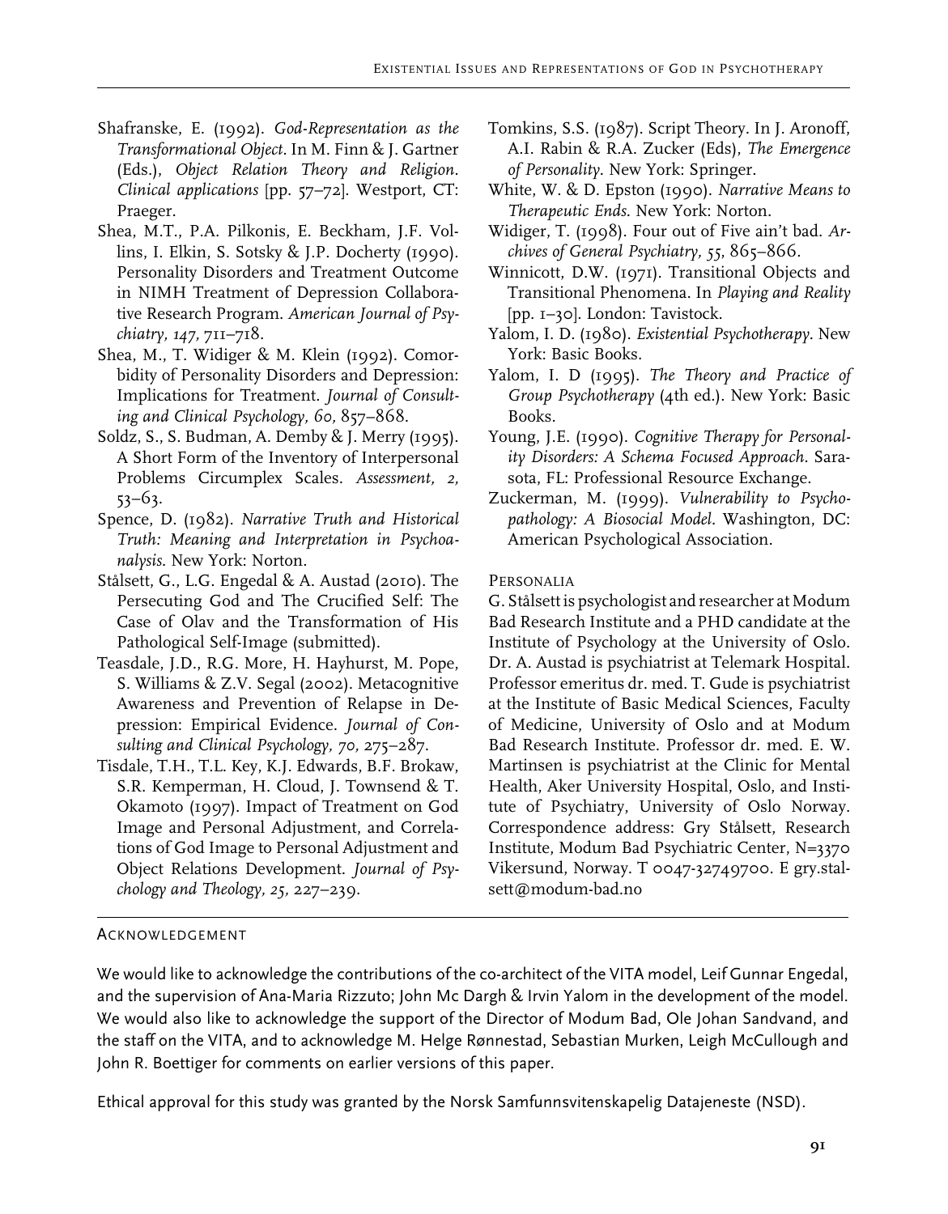Shafranske, E. (1992). *God-Representation as the Transformational Object*. In M. Finn & J. Gartner (Eds.), *Object Relation Theory and Religion. Clinical applications* [pp. 57–72]. Westport, CT: Praeger.

Shea, M.T., P.A. Pilkonis, E. Beckham, J.F. Vollins, I. Elkin, S. Sotsky & J.P. Docherty (1990). Personality Disorders and Treatment Outcome in NIMH Treatment of Depression Collaborative Research Program. *American Journal of Psychiatry, 147,* 711–718.

Shea, M., T. Widiger & M. Klein (1992). Comorbidity of Personality Disorders and Depression: Implications for Treatment. *Journal of Consulting and Clinical Psychology, 60,* 857–868.

Soldz, S., S. Budman, A. Demby & J. Merry (1995). A Short Form of the Inventory of Interpersonal Problems Circumplex Scales. *Assessment, 2,* 53–63.

Spence, D. (1982). *Narrative Truth and Historical Truth: Meaning and Interpretation in Psychoanalysis*. New York: Norton.

Stålsett, G., L.G. Engedal & A. Austad (2010). The Persecuting God and The Crucified Self: The Case of Olav and the Transformation of His Pathological Self-Image (submitted).

Teasdale, J.D., R.G. More, H. Hayhurst, M. Pope, S. Williams & Z.V. Segal (2002). Metacognitive Awareness and Prevention of Relapse in Depression: Empirical Evidence. *Journal of Consulting and Clinical Psychology, 70,* 275–287.

Tisdale, T.H., T.L. Key, K.J. Edwards, B.F. Brokaw, S.R. Kemperman, H. Cloud, J. Townsend & T. Okamoto (1997). Impact of Treatment on God Image and Personal Adjustment, and Correlations of God Image to Personal Adjustment and Object Relations Development. *Journal of Psychology and Theology, 25,* 227–239.

Tomkins, S.S. (1987). Script Theory. In J. Aronoff, A.I. Rabin & R.A. Zucker (Eds), *The Emergence of Personality*. New York: Springer.

White, W. & D. Epston (1990). *Narrative Means to Therapeutic Ends*. New York: Norton.

Widiger, T. (1998). Four out of Five ain't bad. *Archives of General Psychiatry, 55,* 865–866.

Winnicott, D.W. (1971). Transitional Objects and Transitional Phenomena. In *Playing and Reality* [pp. 1–30]. London: Tavistock.

Yalom, I. D. (1980). *Existential Psychotherapy*. New York: Basic Books.

Yalom, I. D (1995). *The Theory and Practice of Group Psychotherapy* (4th ed.). New York: Basic Books.

Young, J.E. (1990). *Cognitive Therapy for Personality Disorders: A Schema Focused Approach*. Sarasota, FL: Professional Resource Exchange.

Zuckerman, M. (1999). *Vulnerability to Psychopathology: A Biosocial Model*. Washington, DC: American Psychological Association.

## Personalia

G. Stålsett is psychologist and researcher at Modum Bad Research Institute and a PHD candidate at the Institute of Psychology at the University of Oslo. Dr. A. Austad is psychiatrist at Telemark Hospital. Professor emeritus dr. med. T. Gude is psychiatrist at the Institute of Basic Medical Sciences, Faculty of Medicine, University of Oslo and at Modum Bad Research Institute. Professor dr. med. E. W. Martinsen is psychiatrist at the Clinic for Mental Health, Aker University Hospital, Oslo, and Institute of Psychiatry, University of Oslo Norway. Correspondence address: Gry Stålsett, Research Institute, Modum Bad Psychiatric Center, N=3370 Vikersund, Norway. T 0047-32749700. E gry.stalsett@modum-bad.no

## Acknowledgement

We would like to acknowledge the contributions of the co-architect of the VITA model, Leif Gunnar Engedal, and the supervision of Ana-Maria Rizzuto; John Mc Dargh & Irvin Yalom in the development of the model. We would also like to acknowledge the support of the Director of Modum Bad, Ole Johan Sandvand, and the staff on the VITA, and to acknowledge M. Helge Rønnestad, Sebastian Murken, Leigh McCullough and John R. Boettiger for comments on earlier versions of this paper.

Ethical approval for this study was granted by the Norsk Samfunnsvitenskapelig Datajeneste (NSD).